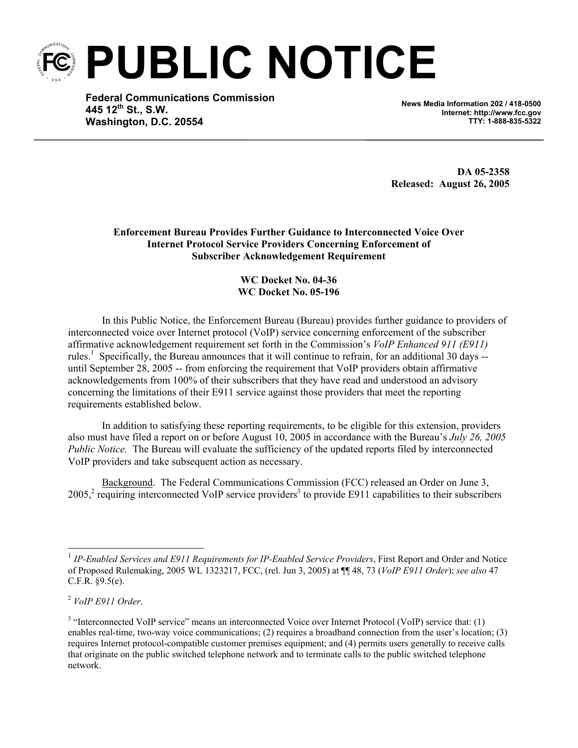# PUBLIC NOTICE

**Federal Communications Commission**
**445 12th St., S.W.**
**Washington, D.C. 20554**

**News Media Information 202 / 418-0500**
**Internet: http://www.fcc.gov**
**TTY: 1-888-835-5322**

**DA 05-2358**
**Released: August 26, 2005**

**Enforcement Bureau Provides Further Guidance to Interconnected Voice Over Internet Protocol Service Providers Concerning Enforcement of Subscriber Acknowledgement Requirement**

**WC Docket No. 04-36**
**WC Docket No. 05-196**

In this Public Notice, the Enforcement Bureau (Bureau) provides further guidance to providers of interconnected voice over Internet protocol (VoIP) service concerning enforcement of the subscriber affirmative acknowledgement requirement set forth in the Commission's *VoIP Enhanced 911 (E911)* rules.[1] Specifically, the Bureau announces that it will continue to refrain, for an additional 30 days -- until September 28, 2005 -- from enforcing the requirement that VoIP providers obtain affirmative acknowledgements from 100% of their subscribers that they have read and understood an advisory concerning the limitations of their E911 service against those providers that meet the reporting requirements established below.

In addition to satisfying these reporting requirements, to be eligible for this extension, providers also must have filed a report on or before August 10, 2005 in accordance with the Bureau's *July 26, 2005 Public Notice.* The Bureau will evaluate the sufficiency of the updated reports filed by interconnected VoIP providers and take subsequent action as necessary.

Background. The Federal Communications Commission (FCC) released an Order on June 3, 2005,[2] requiring interconnected VoIP service providers[3] to provide E911 capabilities to their subscribers

---

[1] *IP-Enabled Services and E911 Requirements for IP-Enabled Service Providers*, First Report and Order and Notice of Proposed Rulemaking, 2005 WL 1323217, FCC, (rel. Jun 3, 2005) at ¶¶ 48, 73 (*VoIP E911 Order*); *see also* 47 C.F.R. §9.5(e).

[2] *VoIP E911 Order*.

[3] "Interconnected VoIP service" means an interconnected Voice over Internet Protocol (VoIP) service that: (1) enables real-time, two-way voice communications; (2) requires a broadband connection from the user's location; (3) requires Internet protocol-compatible customer premises equipment; and (4) permits users generally to receive calls that originate on the public switched telephone network and to terminate calls to the public switched telephone network.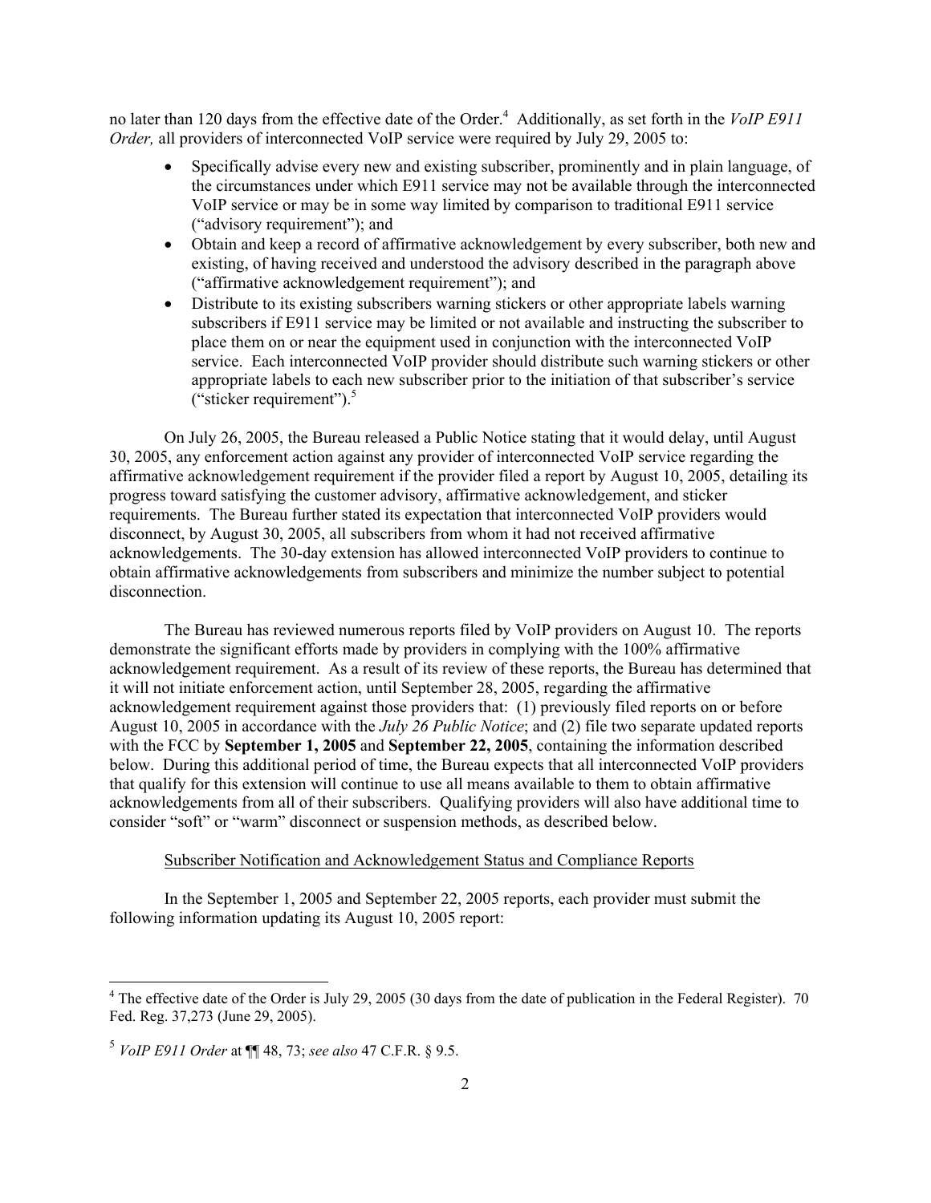no later than 120 days from the effective date of the Order.[4] Additionally, as set forth in the *VoIP E911 Order,* all providers of interconnected VoIP service were required by July 29, 2005 to:

- Specifically advise every new and existing subscriber, prominently and in plain language, of the circumstances under which E911 service may not be available through the interconnected VoIP service or may be in some way limited by comparison to traditional E911 service ("advisory requirement"); and
- Obtain and keep a record of affirmative acknowledgement by every subscriber, both new and existing, of having received and understood the advisory described in the paragraph above ("affirmative acknowledgement requirement"); and
- Distribute to its existing subscribers warning stickers or other appropriate labels warning subscribers if E911 service may be limited or not available and instructing the subscriber to place them on or near the equipment used in conjunction with the interconnected VoIP service. Each interconnected VoIP provider should distribute such warning stickers or other appropriate labels to each new subscriber prior to the initiation of that subscriber's service ("sticker requirement").[5]

On July 26, 2005, the Bureau released a Public Notice stating that it would delay, until August 30, 2005, any enforcement action against any provider of interconnected VoIP service regarding the affirmative acknowledgement requirement if the provider filed a report by August 10, 2005, detailing its progress toward satisfying the customer advisory, affirmative acknowledgement, and sticker requirements. The Bureau further stated its expectation that interconnected VoIP providers would disconnect, by August 30, 2005, all subscribers from whom it had not received affirmative acknowledgements. The 30-day extension has allowed interconnected VoIP providers to continue to obtain affirmative acknowledgements from subscribers and minimize the number subject to potential disconnection.

The Bureau has reviewed numerous reports filed by VoIP providers on August 10. The reports demonstrate the significant efforts made by providers in complying with the 100% affirmative acknowledgement requirement. As a result of its review of these reports, the Bureau has determined that it will not initiate enforcement action, until September 28, 2005, regarding the affirmative acknowledgement requirement against those providers that: (1) previously filed reports on or before August 10, 2005 in accordance with the *July 26 Public Notice*; and (2) file two separate updated reports with the FCC by **September 1, 2005** and **September 22, 2005**, containing the information described below. During this additional period of time, the Bureau expects that all interconnected VoIP providers that qualify for this extension will continue to use all means available to them to obtain affirmative acknowledgements from all of their subscribers. Qualifying providers will also have additional time to consider "soft" or "warm" disconnect or suspension methods, as described below.

Subscriber Notification and Acknowledgement Status and Compliance Reports

In the September 1, 2005 and September 22, 2005 reports, each provider must submit the following information updating its August 10, 2005 report:

---

[4] The effective date of the Order is July 29, 2005 (30 days from the date of publication in the Federal Register). 70 Fed. Reg. 37,273 (June 29, 2005).

[5] *VoIP E911 Order* at ¶¶ 48, 73; *see also* 47 C.F.R. § 9.5.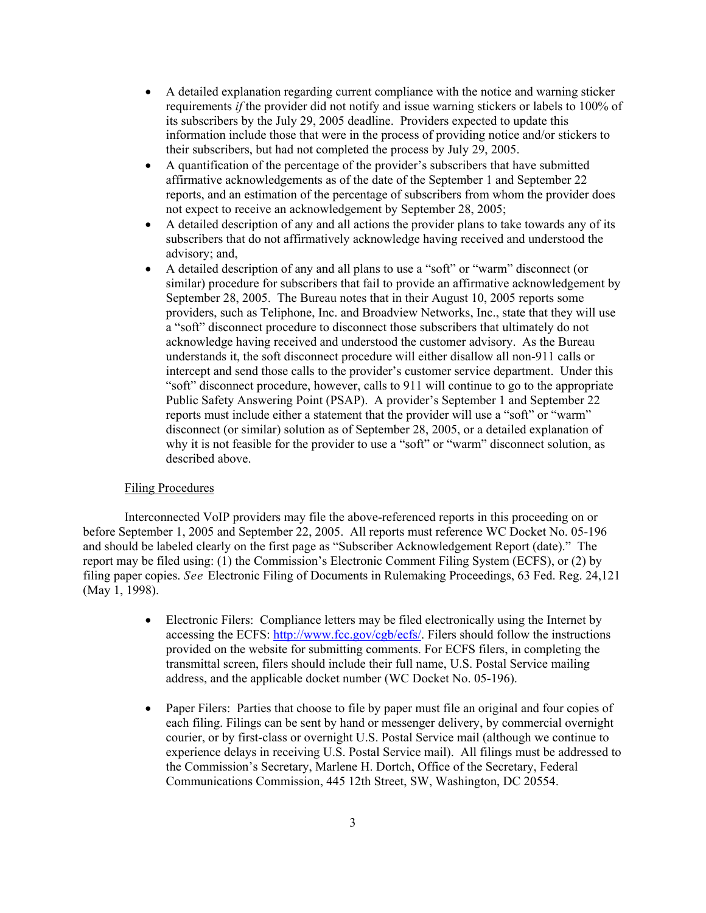- A detailed explanation regarding current compliance with the notice and warning sticker requirements *if* the provider did not notify and issue warning stickers or labels to 100% of its subscribers by the July 29, 2005 deadline. Providers expected to update this information include those that were in the process of providing notice and/or stickers to their subscribers, but had not completed the process by July 29, 2005.
- A quantification of the percentage of the provider's subscribers that have submitted affirmative acknowledgements as of the date of the September 1 and September 22 reports, and an estimation of the percentage of subscribers from whom the provider does not expect to receive an acknowledgement by September 28, 2005;
- A detailed description of any and all actions the provider plans to take towards any of its subscribers that do not affirmatively acknowledge having received and understood the advisory; and,
- A detailed description of any and all plans to use a "soft" or "warm" disconnect (or similar) procedure for subscribers that fail to provide an affirmative acknowledgement by September 28, 2005. The Bureau notes that in their August 10, 2005 reports some providers, such as Teliphone, Inc. and Broadview Networks, Inc., state that they will use a "soft" disconnect procedure to disconnect those subscribers that ultimately do not acknowledge having received and understood the customer advisory. As the Bureau understands it, the soft disconnect procedure will either disallow all non-911 calls or intercept and send those calls to the provider's customer service department. Under this "soft" disconnect procedure, however, calls to 911 will continue to go to the appropriate Public Safety Answering Point (PSAP). A provider's September 1 and September 22 reports must include either a statement that the provider will use a "soft" or "warm" disconnect (or similar) solution as of September 28, 2005, or a detailed explanation of why it is not feasible for the provider to use a "soft" or "warm" disconnect solution, as described above.

Filing Procedures

Interconnected VoIP providers may file the above-referenced reports in this proceeding on or before September 1, 2005 and September 22, 2005. All reports must reference WC Docket No. 05-196 and should be labeled clearly on the first page as "Subscriber Acknowledgement Report (date)." The report may be filed using: (1) the Commission's Electronic Comment Filing System (ECFS), or (2) by filing paper copies. *See* Electronic Filing of Documents in Rulemaking Proceedings, 63 Fed. Reg. 24,121 (May 1, 1998).

- Electronic Filers: Compliance letters may be filed electronically using the Internet by accessing the ECFS: http://www.fcc.gov/cgb/ecfs/. Filers should follow the instructions provided on the website for submitting comments. For ECFS filers, in completing the transmittal screen, filers should include their full name, U.S. Postal Service mailing address, and the applicable docket number (WC Docket No. 05-196).

- Paper Filers: Parties that choose to file by paper must file an original and four copies of each filing. Filings can be sent by hand or messenger delivery, by commercial overnight courier, or by first-class or overnight U.S. Postal Service mail (although we continue to experience delays in receiving U.S. Postal Service mail). All filings must be addressed to the Commission's Secretary, Marlene H. Dortch, Office of the Secretary, Federal Communications Commission, 445 12th Street, SW, Washington, DC 20554.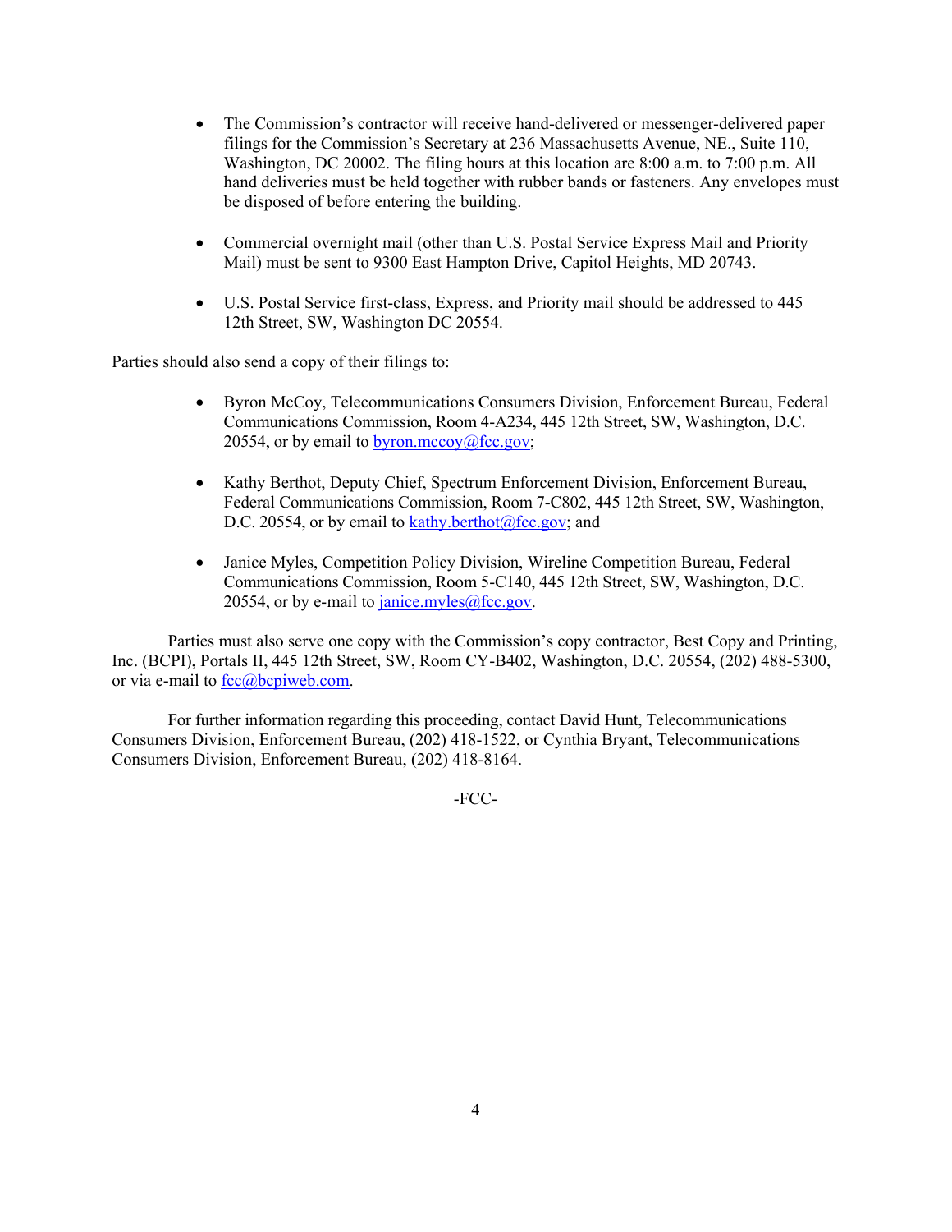- The Commission's contractor will receive hand-delivered or messenger-delivered paper filings for the Commission's Secretary at 236 Massachusetts Avenue, NE., Suite 110, Washington, DC 20002. The filing hours at this location are 8:00 a.m. to 7:00 p.m. All hand deliveries must be held together with rubber bands or fasteners. Any envelopes must be disposed of before entering the building.

- Commercial overnight mail (other than U.S. Postal Service Express Mail and Priority Mail) must be sent to 9300 East Hampton Drive, Capitol Heights, MD 20743.

- U.S. Postal Service first-class, Express, and Priority mail should be addressed to 445 12th Street, SW, Washington DC 20554.

Parties should also send a copy of their filings to:

- Byron McCoy, Telecommunications Consumers Division, Enforcement Bureau, Federal Communications Commission, Room 4-A234, 445 12th Street, SW, Washington, D.C. 20554, or by email to byron.mccoy@fcc.gov;

- Kathy Berthot, Deputy Chief, Spectrum Enforcement Division, Enforcement Bureau, Federal Communications Commission, Room 7-C802, 445 12th Street, SW, Washington, D.C. 20554, or by email to kathy.berthot@fcc.gov; and

- Janice Myles, Competition Policy Division, Wireline Competition Bureau, Federal Communications Commission, Room 5-C140, 445 12th Street, SW, Washington, D.C. 20554, or by e-mail to janice.myles@fcc.gov.

Parties must also serve one copy with the Commission's copy contractor, Best Copy and Printing, Inc. (BCPI), Portals II, 445 12th Street, SW, Room CY-B402, Washington, D.C. 20554, (202) 488-5300, or via e-mail to fcc@bcpiweb.com.

For further information regarding this proceeding, contact David Hunt, Telecommunications Consumers Division, Enforcement Bureau, (202) 418-1522, or Cynthia Bryant, Telecommunications Consumers Division, Enforcement Bureau, (202) 418-8164.

-FCC-